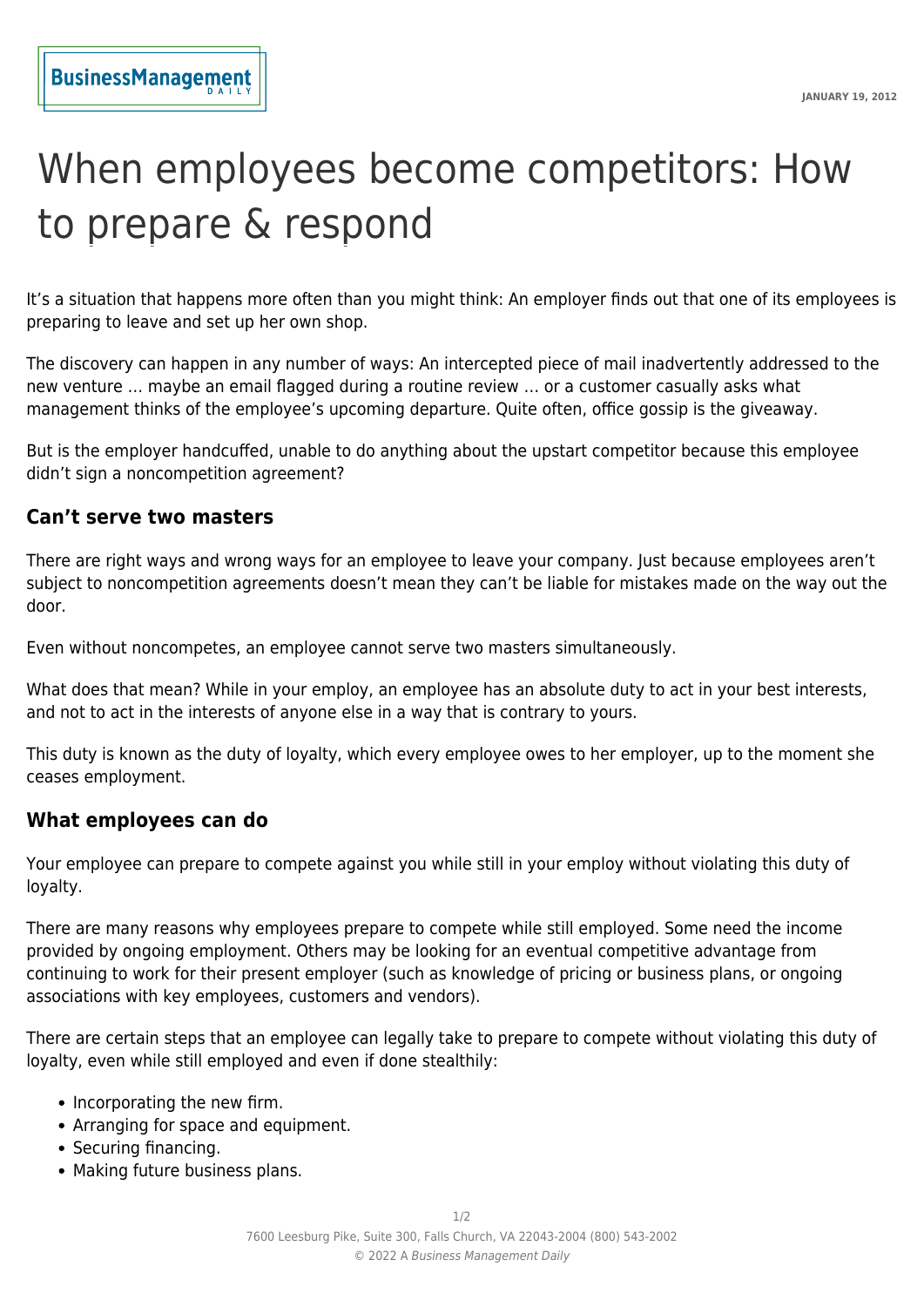JANUARY 19, 2012

# When employees become competitors: How to prepare & respond

It's a situation that happens more often than you might think: An employer finds out that one of its employees is preparing to leave and set up her own shop.

The discovery can happen in any number of ways: An intercepted piece of mail inadvertently addressed to the new venture … maybe an email flagged during a routine review … or a customer casually asks what management thinks of the employee's upcoming departure. Quite often, office gossip is the giveaway.

But is the employer handcuffed, unable to do anything about the upstart competitor because this employee didn't sign a noncompetition agreement?

## Can't serve two masters

There are right ways and wrong ways for an employee to leave your company. Just because employees aren't subject to noncompetition agreements doesn't mean they can't be liable for mistakes made on the way out the door.

Even without noncompetes, an employee cannot serve two masters simultaneously.

What does that mean? While in your employ, an employee has an absolute duty to act in your best interests, and not to act in the interests of anyone else in a way that is contrary to yours.

This duty is known as the duty of loyalty, which every employee owes to her employer, up to the moment she ceases employment.

## What employees can do

Your employee can prepare to compete against you while still in your employ without violating this duty of loyalty.

There are many reasons why employees prepare to compete while still employed. Some need the income provided by ongoing employment. Others may be looking for an eventual competitive advantage from continuing to work for their present employer (such as knowledge of pricing or business plans, or ongoing associations with key employees, customers and vendors).

There are certain steps that an employee can legally take to prepare to compete without violating this duty of loyalty, even while still employed and even if done stealthily:

- Incorporating the new firm.
- Arranging for space and equipment.
- Securing financing.
- Making future business plans.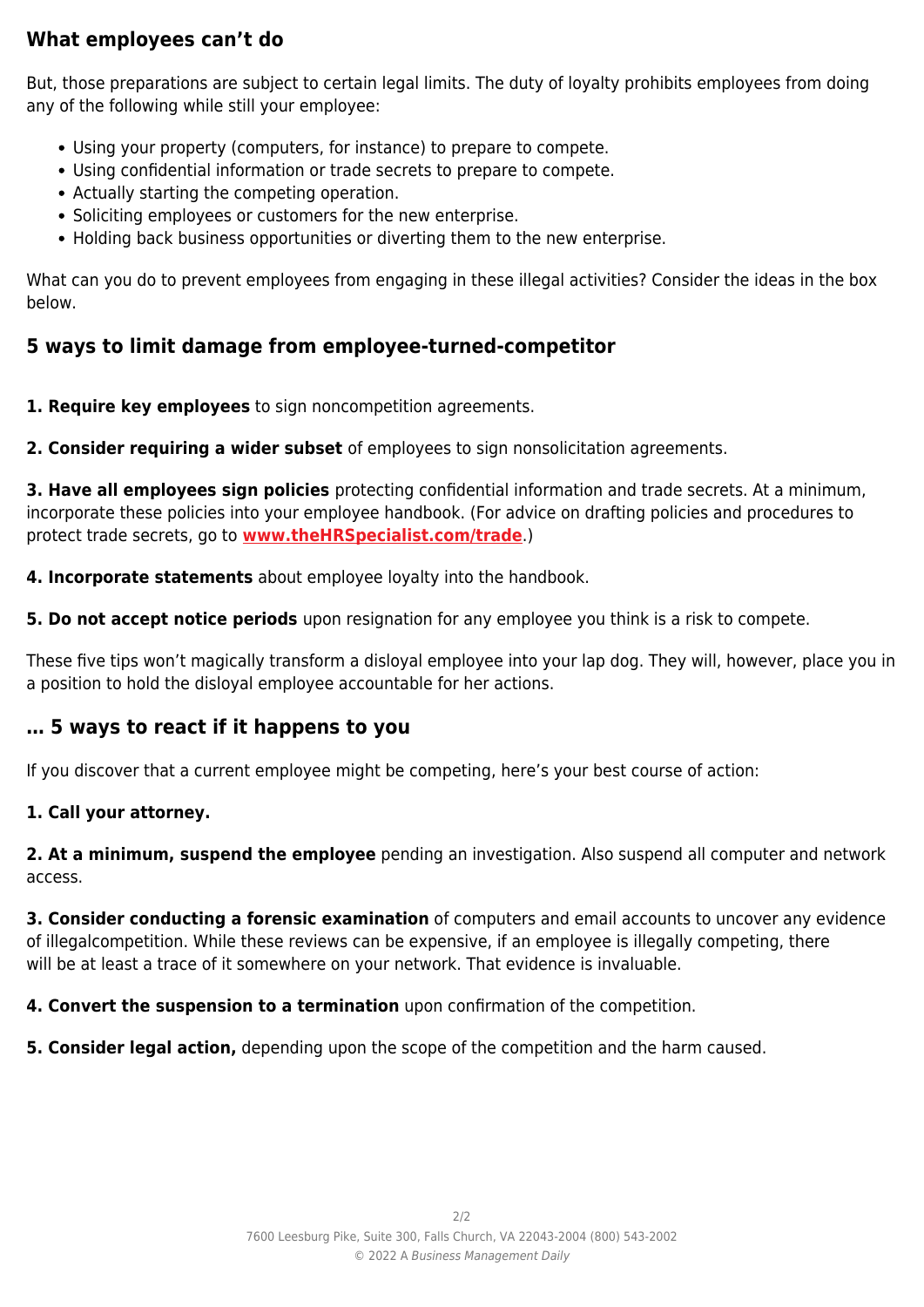## What employees can't do

But, those preparations are subject to certain legal limits. The duty of loyalty prohibits employees from doing any of the following while still your employee:

- Using your property (computers, for instance) to prepare to compete.
- Using confidential information or trade secrets to prepare to compete.
- Actually starting the competing operation.
- Soliciting employees or customers for the new enterprise.
- Holding back business opportunities or diverting them to the new enterprise.

What can you do to prevent employees from engaging in these illegal activities? Consider the ideas in the box below.

## 5 ways to limit damage from employee-turned-competitor

**1. Require key employees** to sign noncompetition agreements.

**2. Consider requiring a wider subset** of employees to sign nonsolicitation agreements.

**3. Have all employees sign policies** protecting confidential information and trade secrets. At a minimum, incorporate these policies into your employee handbook. (For advice on drafting policies and procedures to protect trade secrets, go to **www.theHRSpecialist.com/trade**.)

**4. Incorporate statements** about employee loyalty into the handbook.

**5. Do not accept notice periods** upon resignation for any employee you think is a risk to compete.

These five tips won't magically transform a disloyal employee into your lap dog. They will, however, place you in a position to hold the disloyal employee accountable for her actions.

## … 5 ways to react if it happens to you

If you discover that a current employee might be competing, here's your best course of action:

**1. Call your attorney.**

**2. At a minimum, suspend the employee** pending an investigation. Also suspend all computer and network access.

**3. Consider conducting a forensic examination** of computers and email accounts to uncover any evidence of illegalcompetition. While these reviews can be expensive, if an employee is illegally competing, there will be at least a trace of it somewhere on your network. That evidence is invaluable.

**4. Convert the suspension to a termination** upon confirmation of the competition.

**5. Consider legal action,** depending upon the scope of the competition and the harm caused.

7600 Leesburg Pike, Suite 300, Falls Church, VA 22043-2004 (800) 543-2002

© 2022 A *Business Management Daily*